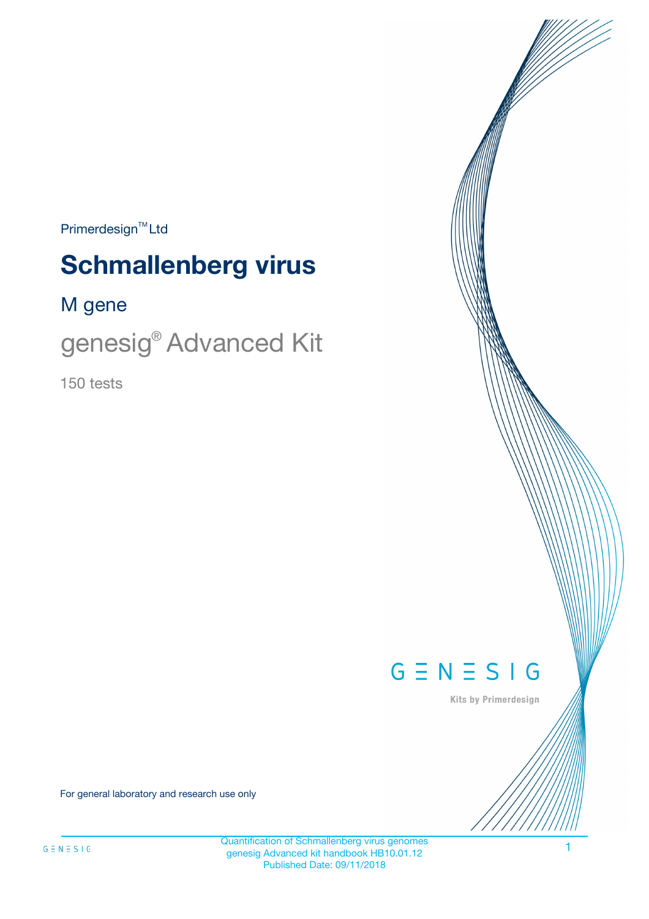Primerdesign™ Ltd

# Schmallenberg virus

## M gene

## genesig® Advanced Kit

150 tests

GENESIG

Kits by Primerdesign

For general laboratory and research use only

Quantification of Schmallenberg virus genomes
genesig Advanced kit handbook HB10.01.12
Published Date: 09/11/2018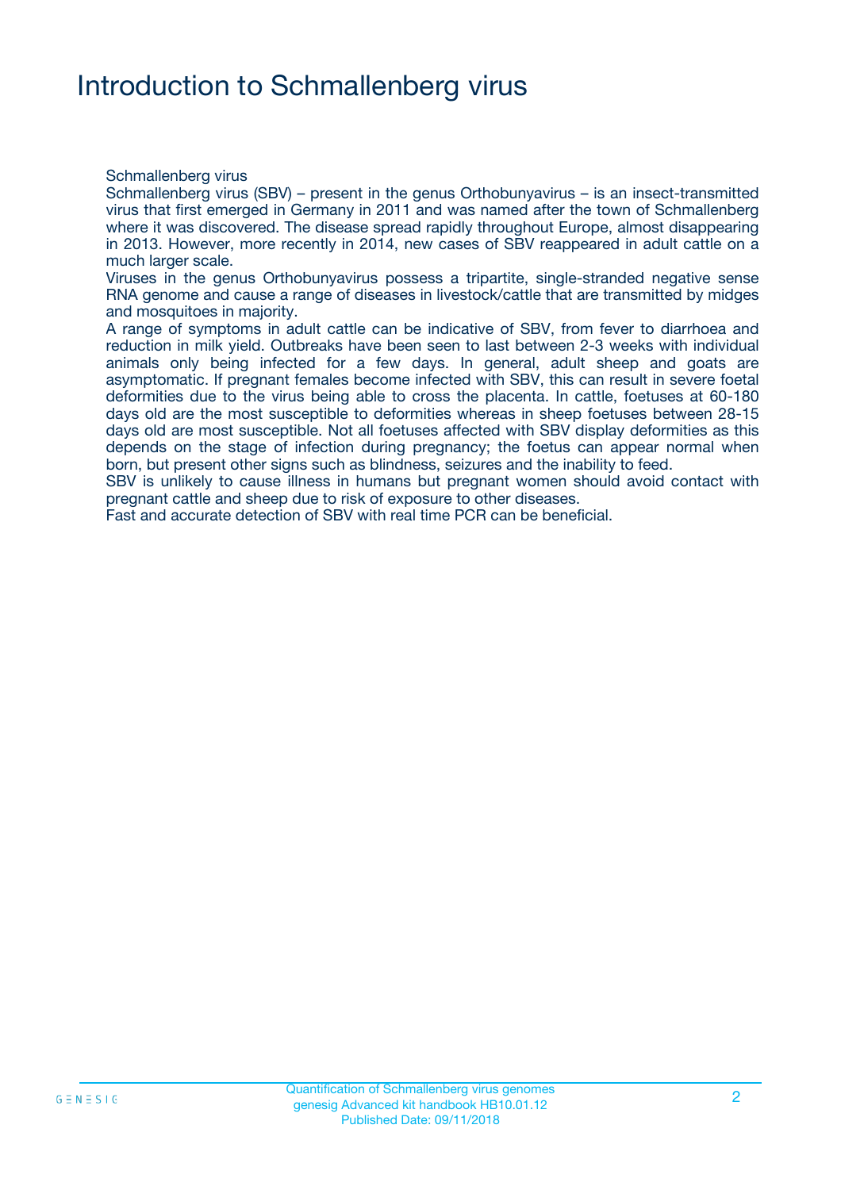# Introduction to Schmallenberg virus

Schmallenberg virus

Schmallenberg virus (SBV) – present in the genus Orthobunyavirus – is an insect-transmitted virus that first emerged in Germany in 2011 and was named after the town of Schmallenberg where it was discovered. The disease spread rapidly throughout Europe, almost disappearing in 2013. However, more recently in 2014, new cases of SBV reappeared in adult cattle on a much larger scale.

Viruses in the genus Orthobunyavirus possess a tripartite, single-stranded negative sense RNA genome and cause a range of diseases in livestock/cattle that are transmitted by midges and mosquitoes in majority.

A range of symptoms in adult cattle can be indicative of SBV, from fever to diarrhoea and reduction in milk yield. Outbreaks have been seen to last between 2-3 weeks with individual animals only being infected for a few days. In general, adult sheep and goats are asymptomatic. If pregnant females become infected with SBV, this can result in severe foetal deformities due to the virus being able to cross the placenta. In cattle, foetuses at 60-180 days old are the most susceptible to deformities whereas in sheep foetuses between 28-15 days old are most susceptible. Not all foetuses affected with SBV display deformities as this depends on the stage of infection during pregnancy; the foetus can appear normal when born, but present other signs such as blindness, seizures and the inability to feed.

SBV is unlikely to cause illness in humans but pregnant women should avoid contact with pregnant cattle and sheep due to risk of exposure to other diseases.

Fast and accurate detection of SBV with real time PCR can be beneficial.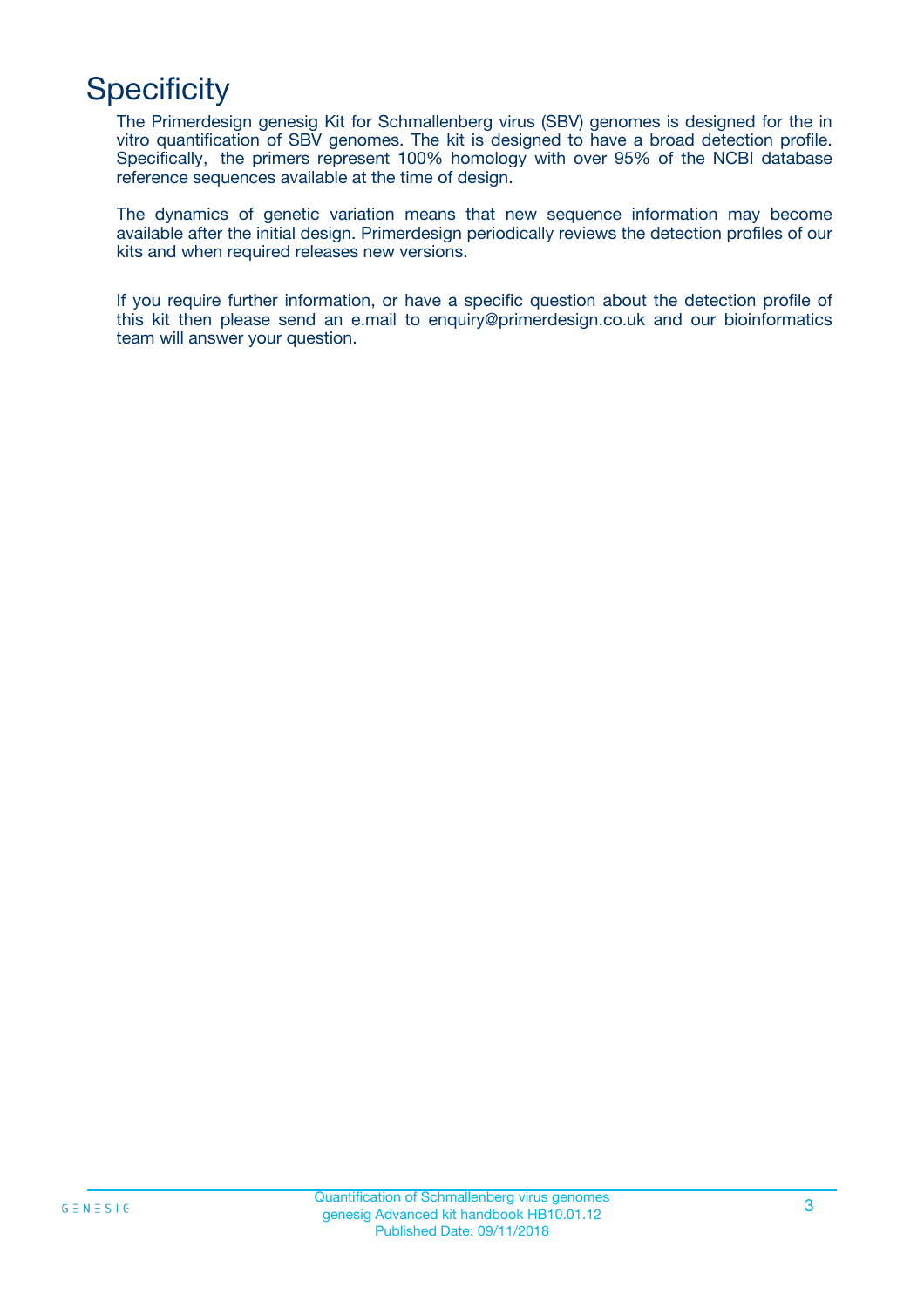# Specificity

The Primerdesign genesig Kit for Schmallenberg virus (SBV) genomes is designed for the in vitro quantification of SBV genomes. The kit is designed to have a broad detection profile. Specifically, the primers represent 100% homology with over 95% of the NCBI database reference sequences available at the time of design.

The dynamics of genetic variation means that new sequence information may become available after the initial design. Primerdesign periodically reviews the detection profiles of our kits and when required releases new versions.

If you require further information, or have a specific question about the detection profile of this kit then please send an e.mail to enquiry@primerdesign.co.uk and our bioinformatics team will answer your question.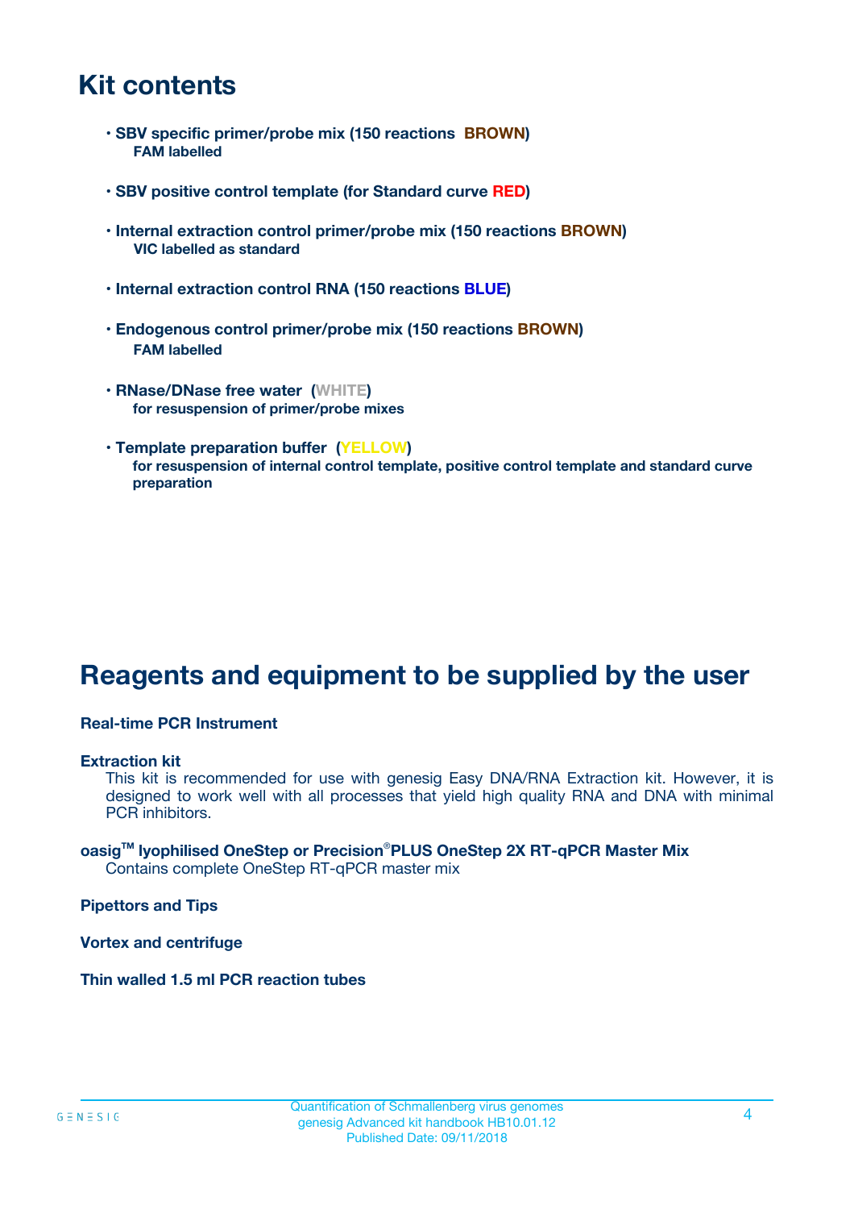# Kit contents

- **SBV specific primer/probe mix (150 reactions BROWN)**
  **FAM labelled**

- **SBV positive control template (for Standard curve RED)**

- **Internal extraction control primer/probe mix (150 reactions BROWN)**
  **VIC labelled as standard**

- **Internal extraction control RNA (150 reactions BLUE)**

- **Endogenous control primer/probe mix (150 reactions BROWN)**
  **FAM labelled**

- **RNase/DNase free water (WHITE)**
  **for resuspension of primer/probe mixes**

- **Template preparation buffer (YELLOW)**
  **for resuspension of internal control template, positive control template and standard curve preparation**

# Reagents and equipment to be supplied by the user

**Real-time PCR Instrument**

**Extraction kit**
This kit is recommended for use with genesig Easy DNA/RNA Extraction kit. However, it is designed to work well with all processes that yield high quality RNA and DNA with minimal PCR inhibitors.

**oasig™ lyophilised OneStep or Precision®PLUS OneStep 2X RT-qPCR Master Mix**
Contains complete OneStep RT-qPCR master mix

**Pipettors and Tips**

**Vortex and centrifuge**

**Thin walled 1.5 ml PCR reaction tubes**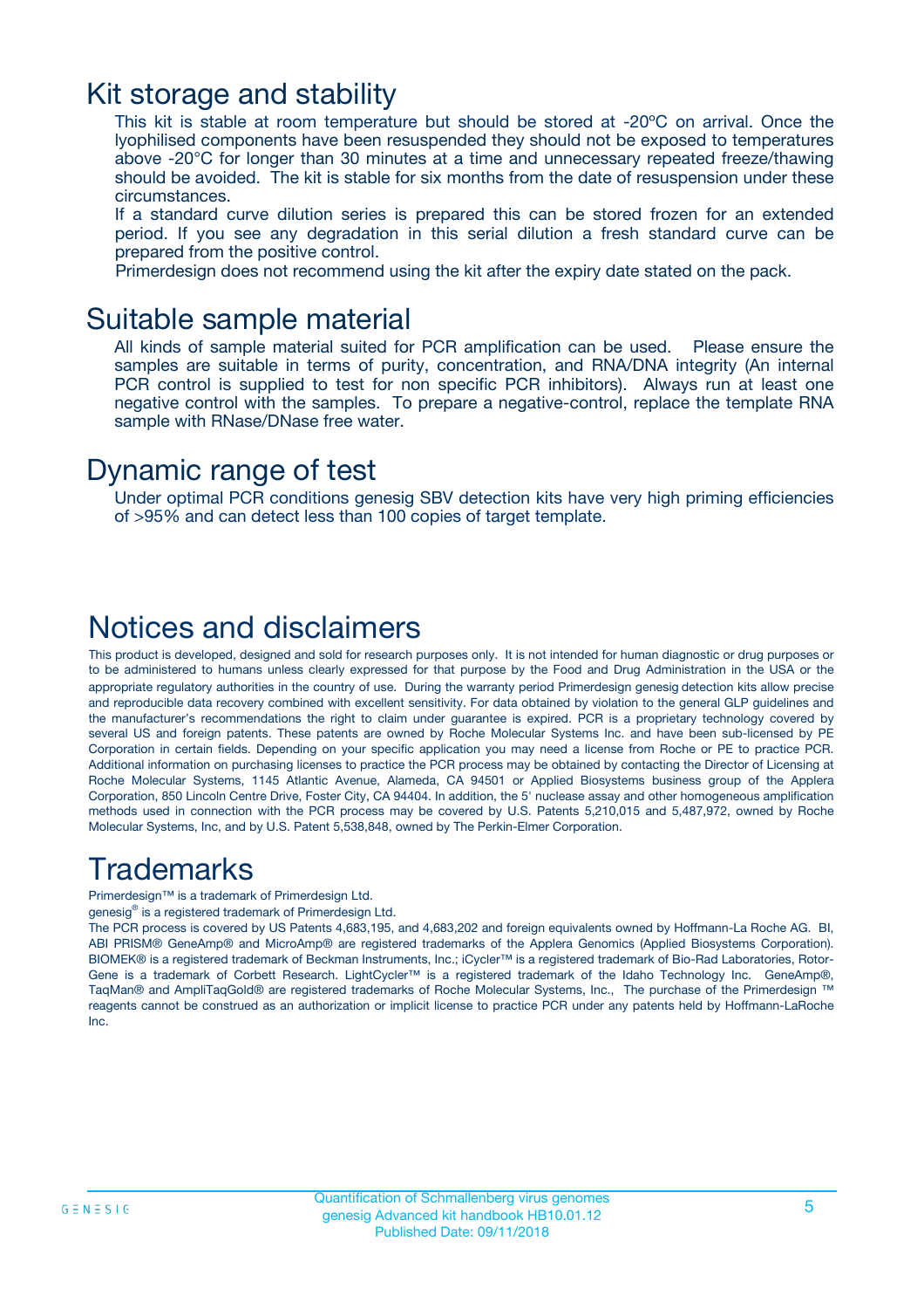# Kit storage and stability

This kit is stable at room temperature but should be stored at -20ºC on arrival. Once the lyophilised components have been resuspended they should not be exposed to temperatures above -20°C for longer than 30 minutes at a time and unnecessary repeated freeze/thawing should be avoided. The kit is stable for six months from the date of resuspension under these circumstances.

If a standard curve dilution series is prepared this can be stored frozen for an extended period. If you see any degradation in this serial dilution a fresh standard curve can be prepared from the positive control.

Primerdesign does not recommend using the kit after the expiry date stated on the pack.

# Suitable sample material

All kinds of sample material suited for PCR amplification can be used. Please ensure the samples are suitable in terms of purity, concentration, and RNA/DNA integrity (An internal PCR control is supplied to test for non specific PCR inhibitors). Always run at least one negative control with the samples. To prepare a negative-control, replace the template RNA sample with RNase/DNase free water.

# Dynamic range of test

Under optimal PCR conditions genesig SBV detection kits have very high priming efficiencies of >95% and can detect less than 100 copies of target template.

# Notices and disclaimers

This product is developed, designed and sold for research purposes only. It is not intended for human diagnostic or drug purposes or to be administered to humans unless clearly expressed for that purpose by the Food and Drug Administration in the USA or the appropriate regulatory authorities in the country of use. During the warranty period Primerdesign genesig detection kits allow precise and reproducible data recovery combined with excellent sensitivity. For data obtained by violation to the general GLP guidelines and the manufacturer's recommendations the right to claim under guarantee is expired. PCR is a proprietary technology covered by several US and foreign patents. These patents are owned by Roche Molecular Systems Inc. and have been sub-licensed by PE Corporation in certain fields. Depending on your specific application you may need a license from Roche or PE to practice PCR. Additional information on purchasing licenses to practice the PCR process may be obtained by contacting the Director of Licensing at Roche Molecular Systems, 1145 Atlantic Avenue, Alameda, CA 94501 or Applied Biosystems business group of the Applera Corporation, 850 Lincoln Centre Drive, Foster City, CA 94404. In addition, the 5' nuclease assay and other homogeneous amplification methods used in connection with the PCR process may be covered by U.S. Patents 5,210,015 and 5,487,972, owned by Roche Molecular Systems, Inc, and by U.S. Patent 5,538,848, owned by The Perkin-Elmer Corporation.

# Trademarks

Primerdesign™ is a trademark of Primerdesign Ltd.

genesig® is a registered trademark of Primerdesign Ltd.

The PCR process is covered by US Patents 4,683,195, and 4,683,202 and foreign equivalents owned by Hoffmann-La Roche AG. BI, ABI PRISM® GeneAmp® and MicroAmp® are registered trademarks of the Applera Genomics (Applied Biosystems Corporation). BIOMEK® is a registered trademark of Beckman Instruments, Inc.; iCycler™ is a registered trademark of Bio-Rad Laboratories, Rotor-Gene is a trademark of Corbett Research. LightCycler™ is a registered trademark of the Idaho Technology Inc. GeneAmp®, TaqMan® and AmpliTaqGold® are registered trademarks of Roche Molecular Systems, Inc., The purchase of the Primerdesign ™ reagents cannot be construed as an authorization or implicit license to practice PCR under any patents held by Hoffmann-LaRoche Inc.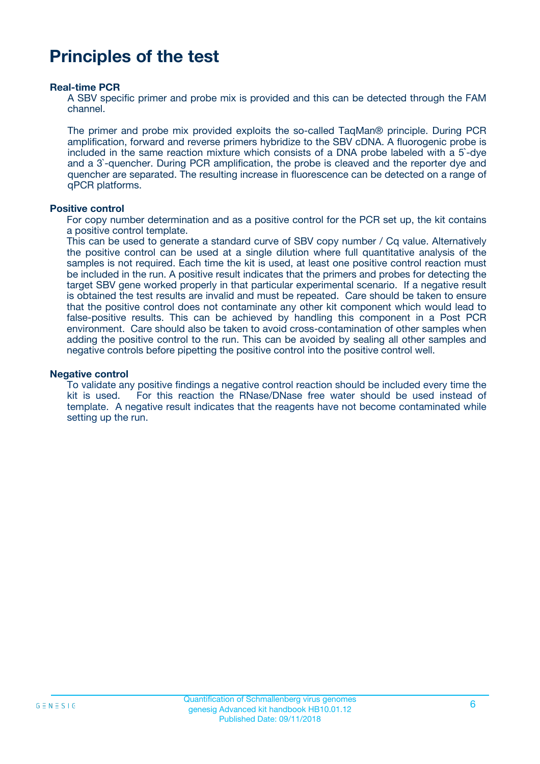# Principles of the test

**Real-time PCR**

A SBV specific primer and probe mix is provided and this can be detected through the FAM channel.

The primer and probe mix provided exploits the so-called TaqMan® principle. During PCR amplification, forward and reverse primers hybridize to the SBV cDNA. A fluorogenic probe is included in the same reaction mixture which consists of a DNA probe labeled with a 5`-dye and a 3`-quencher. During PCR amplification, the probe is cleaved and the reporter dye and quencher are separated. The resulting increase in fluorescence can be detected on a range of qPCR platforms.

**Positive control**

For copy number determination and as a positive control for the PCR set up, the kit contains a positive control template.
This can be used to generate a standard curve of SBV copy number / Cq value. Alternatively the positive control can be used at a single dilution where full quantitative analysis of the samples is not required. Each time the kit is used, at least one positive control reaction must be included in the run. A positive result indicates that the primers and probes for detecting the target SBV gene worked properly in that particular experimental scenario. If a negative result is obtained the test results are invalid and must be repeated. Care should be taken to ensure that the positive control does not contaminate any other kit component which would lead to false-positive results. This can be achieved by handling this component in a Post PCR environment. Care should also be taken to avoid cross-contamination of other samples when adding the positive control to the run. This can be avoided by sealing all other samples and negative controls before pipetting the positive control into the positive control well.

**Negative control**

To validate any positive findings a negative control reaction should be included every time the kit is used. For this reaction the RNase/DNase free water should be used instead of template. A negative result indicates that the reagents have not become contaminated while setting up the run.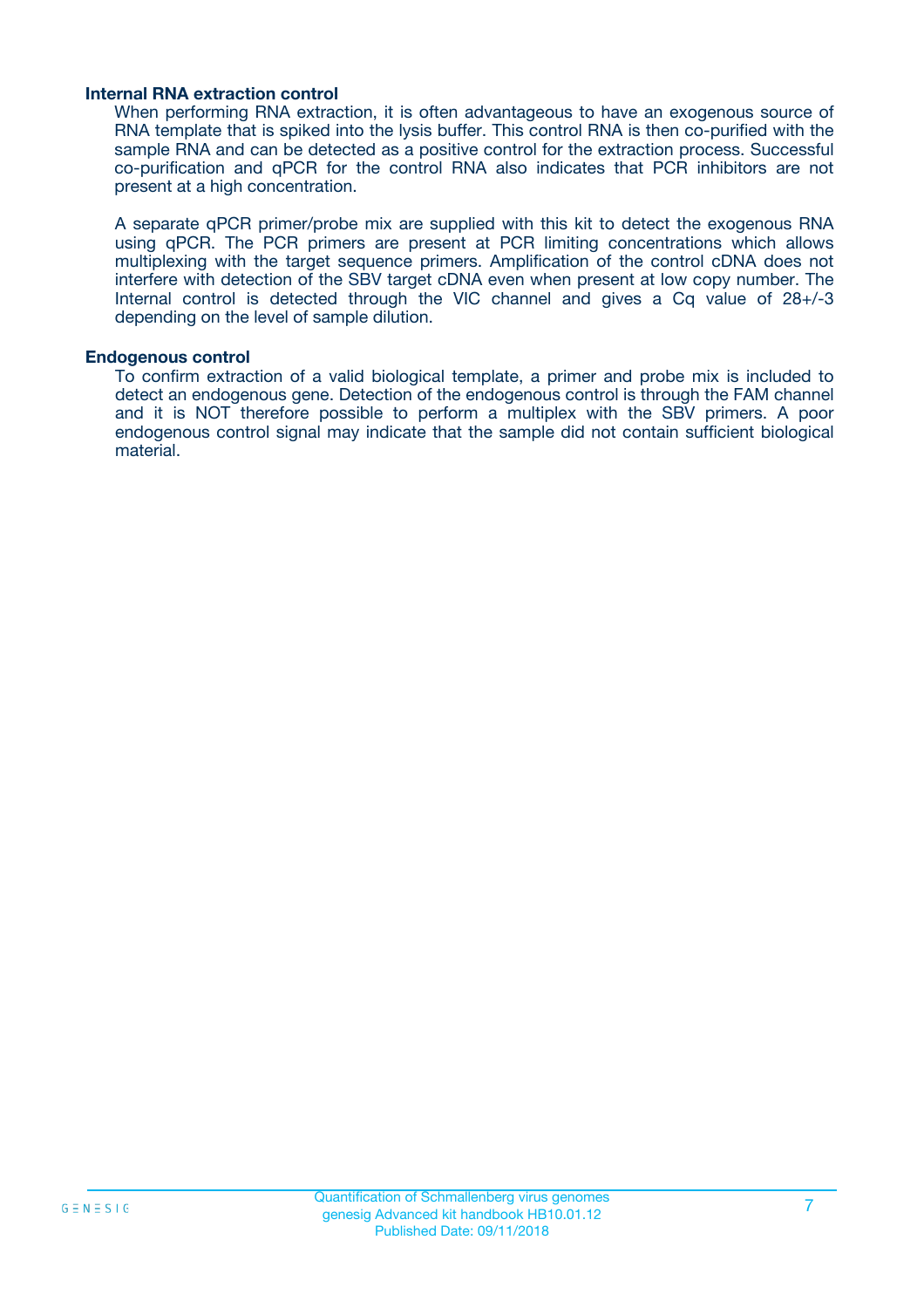### Internal RNA extraction control

When performing RNA extraction, it is often advantageous to have an exogenous source of RNA template that is spiked into the lysis buffer. This control RNA is then co-purified with the sample RNA and can be detected as a positive control for the extraction process. Successful co-purification and qPCR for the control RNA also indicates that PCR inhibitors are not present at a high concentration.

A separate qPCR primer/probe mix are supplied with this kit to detect the exogenous RNA using qPCR. The PCR primers are present at PCR limiting concentrations which allows multiplexing with the target sequence primers. Amplification of the control cDNA does not interfere with detection of the SBV target cDNA even when present at low copy number. The Internal control is detected through the VIC channel and gives a Cq value of 28+/-3 depending on the level of sample dilution.

### Endogenous control

To confirm extraction of a valid biological template, a primer and probe mix is included to detect an endogenous gene. Detection of the endogenous control is through the FAM channel and it is NOT therefore possible to perform a multiplex with the SBV primers. A poor endogenous control signal may indicate that the sample did not contain sufficient biological material.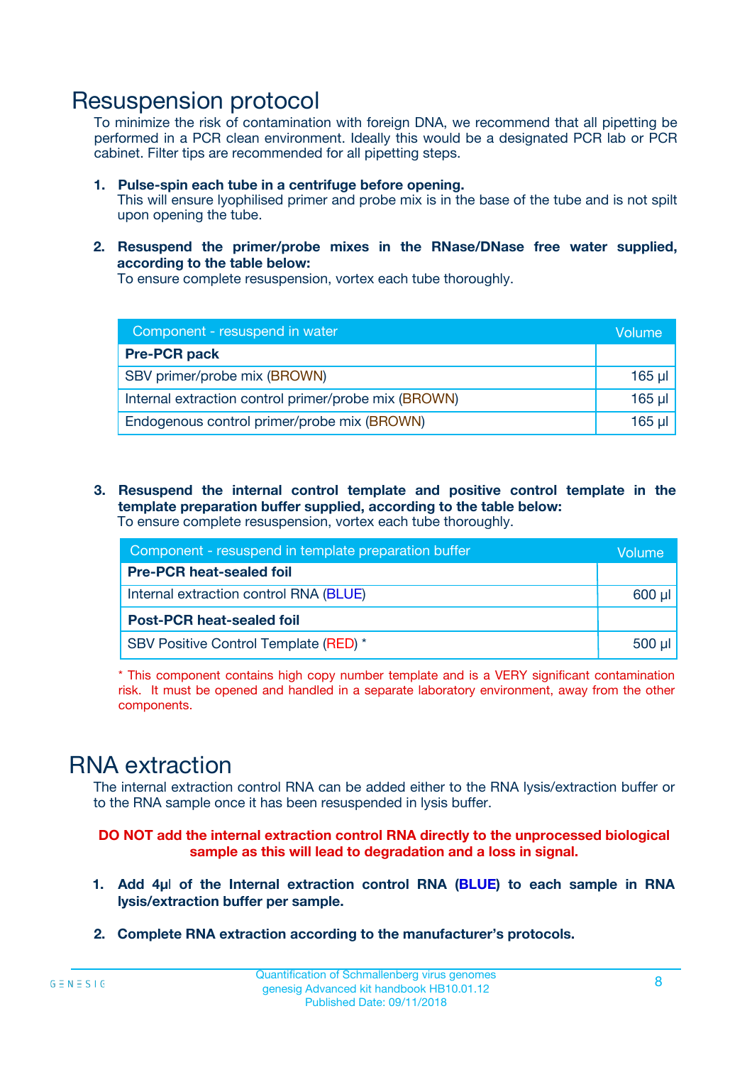# Resuspension protocol

To minimize the risk of contamination with foreign DNA, we recommend that all pipetting be performed in a PCR clean environment. Ideally this would be a designated PCR lab or PCR cabinet. Filter tips are recommended for all pipetting steps.

1. **Pulse-spin each tube in a centrifuge before opening.**
   This will ensure lyophilised primer and probe mix is in the base of the tube and is not spilt upon opening the tube.

2. **Resuspend the primer/probe mixes in the RNase/DNase free water supplied, according to the table below:**
   To ensure complete resuspension, vortex each tube thoroughly.

| Component - resuspend in water | Volume |
|---|---|
| **Pre-PCR pack** | |
| SBV primer/probe mix (BROWN) | 165 µl |
| Internal extraction control primer/probe mix (BROWN) | 165 µl |
| Endogenous control primer/probe mix (BROWN) | 165 µl |

3. **Resuspend the internal control template and positive control template in the template preparation buffer supplied, according to the table below:**
   To ensure complete resuspension, vortex each tube thoroughly.

| Component - resuspend in template preparation buffer | Volume |
|---|---|
| **Pre-PCR heat-sealed foil** | |
| Internal extraction control RNA (BLUE) | 600 µl |
| **Post-PCR heat-sealed foil** | |
| SBV Positive Control Template (RED) * | 500 µl |

\* This component contains high copy number template and is a VERY significant contamination risk. It must be opened and handled in a separate laboratory environment, away from the other components.

# RNA extraction

The internal extraction control RNA can be added either to the RNA lysis/extraction buffer or to the RNA sample once it has been resuspended in lysis buffer.

**DO NOT add the internal extraction control RNA directly to the unprocessed biological sample as this will lead to degradation and a loss in signal.**

1. **Add 4µl of the Internal extraction control RNA (BLUE) to each sample in RNA lysis/extraction buffer per sample.**

2. **Complete RNA extraction according to the manufacturer's protocols.**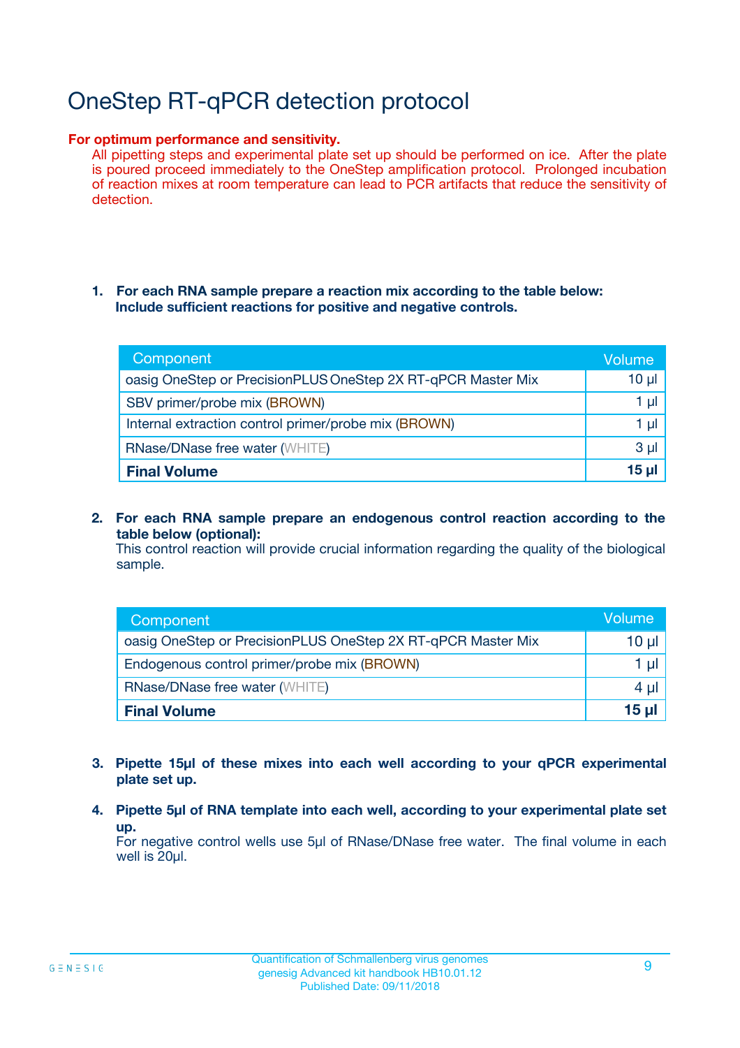# OneStep RT-qPCR detection protocol

**For optimum performance and sensitivity.**

All pipetting steps and experimental plate set up should be performed on ice. After the plate is poured proceed immediately to the OneStep amplification protocol. Prolonged incubation of reaction mixes at room temperature can lead to PCR artifacts that reduce the sensitivity of detection.

1. **For each RNA sample prepare a reaction mix according to the table below: Include sufficient reactions for positive and negative controls.**

| Component | Volume |
|---|---|
| oasig OneStep or PrecisionPLUS OneStep 2X RT-qPCR Master Mix | 10 µl |
| SBV primer/probe mix (BROWN) | 1 µl |
| Internal extraction control primer/probe mix (BROWN) | 1 µl |
| RNase/DNase free water (WHITE) | 3 µl |
| **Final Volume** | **15 µl** |

2. **For each RNA sample prepare an endogenous control reaction according to the table below (optional):**
   This control reaction will provide crucial information regarding the quality of the biological sample.

| Component | Volume |
|---|---|
| oasig OneStep or PrecisionPLUS OneStep 2X RT-qPCR Master Mix | 10 µl |
| Endogenous control primer/probe mix (BROWN) | 1 µl |
| RNase/DNase free water (WHITE) | 4 µl |
| **Final Volume** | **15 µl** |

3. **Pipette 15µl of these mixes into each well according to your qPCR experimental plate set up.**

4. **Pipette 5µl of RNA template into each well, according to your experimental plate set up.**
   For negative control wells use 5µl of RNase/DNase free water. The final volume in each well is 20µl.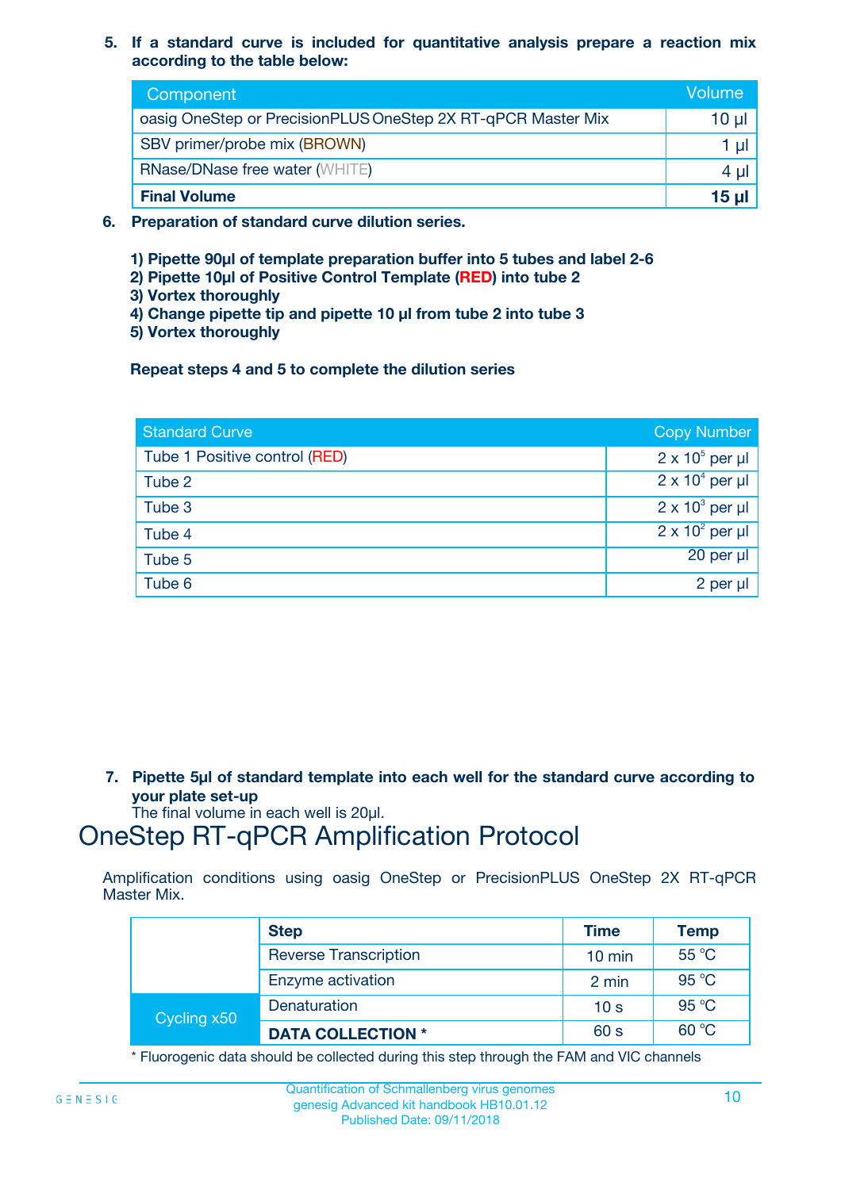5. **If a standard curve is included for quantitative analysis prepare a reaction mix according to the table below:**

| Component | Volume |
|---|---|
| oasig OneStep or PrecisionPLUS OneStep 2X RT-qPCR Master Mix | 10 µl |
| SBV primer/probe mix (BROWN) | 1 µl |
| RNase/DNase free water (WHITE) | 4 µl |
| **Final Volume** | **15 µl** |

6. **Preparation of standard curve dilution series.**

   **1) Pipette 90µl of template preparation buffer into 5 tubes and label 2-6**
   **2) Pipette 10µl of Positive Control Template (RED) into tube 2**
   **3) Vortex thoroughly**
   **4) Change pipette tip and pipette 10 µl from tube 2 into tube 3**
   **5) Vortex thoroughly**

   **Repeat steps 4 and 5 to complete the dilution series**

| Standard Curve | Copy Number |
|---|---|
| Tube 1 Positive control (RED) | $2 \times 10^5$ per µl |
| Tube 2 | $2 \times 10^4$ per µl |
| Tube 3 | $2 \times 10^3$ per µl |
| Tube 4 | $2 \times 10^2$ per µl |
| Tube 5 | 20 per µl |
| Tube 6 | 2 per µl |

7. **Pipette 5µl of standard template into each well for the standard curve according to your plate set-up**
   The final volume in each well is 20µl.

# OneStep RT-qPCR Amplification Protocol

Amplification conditions using oasig OneStep or PrecisionPLUS OneStep 2X RT-qPCR Master Mix.

| | Step | Time | Temp |
|---|---|---|---|
| | Reverse Transcription | 10 min | 55 °C |
| | Enzyme activation | 2 min | 95 °C |
| Cycling x50 | Denaturation | 10 s | 95 °C |
| | **DATA COLLECTION *** | 60 s | 60 °C |

* Fluorogenic data should be collected during this step through the FAM and VIC channels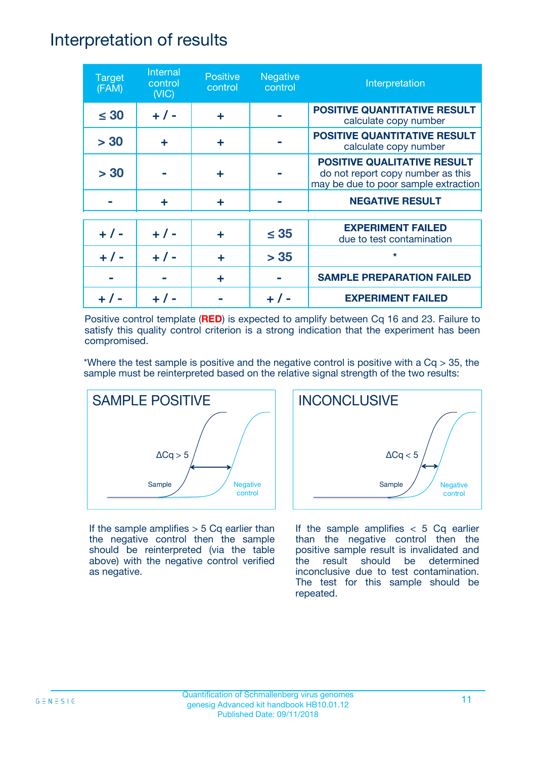# Interpretation of results

| Target (FAM) | Internal control (VIC) | Positive control | Negative control | Interpretation |
|---|---|---|---|---|
| ≤ 30 | + / - | + | - | **POSITIVE QUANTITATIVE RESULT** calculate copy number |
| > 30 | + | + | - | **POSITIVE QUANTITATIVE RESULT** calculate copy number |
| > 30 | - | + | - | **POSITIVE QUALITATIVE RESULT** do not report copy number as this may be due to poor sample extraction |
| - | + | + | - | **NEGATIVE RESULT** |
| + / - | + / - | + | ≤ 35 | **EXPERIMENT FAILED** due to test contamination |
| + / - | + / - | + | > 35 | * |
| - | - | + | - | **SAMPLE PREPARATION FAILED** |
| + / - | + / - | - | + / - | **EXPERIMENT FAILED** |

Positive control template (**RED**) is expected to amplify between Cq 16 and 23. Failure to satisfy this quality control criterion is a strong indication that the experiment has been compromised.

*Where the test sample is positive and the negative control is positive with a Cq > 35, the sample must be reinterpreted based on the relative signal strength of the two results:

## SAMPLE POSITIVE

ΔCq > 5

Sample

Negative control

If the sample amplifies > 5 Cq earlier than the negative control then the sample should be reinterpreted (via the table above) with the negative control verified as negative.

## INCONCLUSIVE

ΔCq < 5

Sample

Negative control

If the sample amplifies < 5 Cq earlier than the negative control then the positive sample result is invalidated and the result should be determined inconclusive due to test contamination. The test for this sample should be repeated.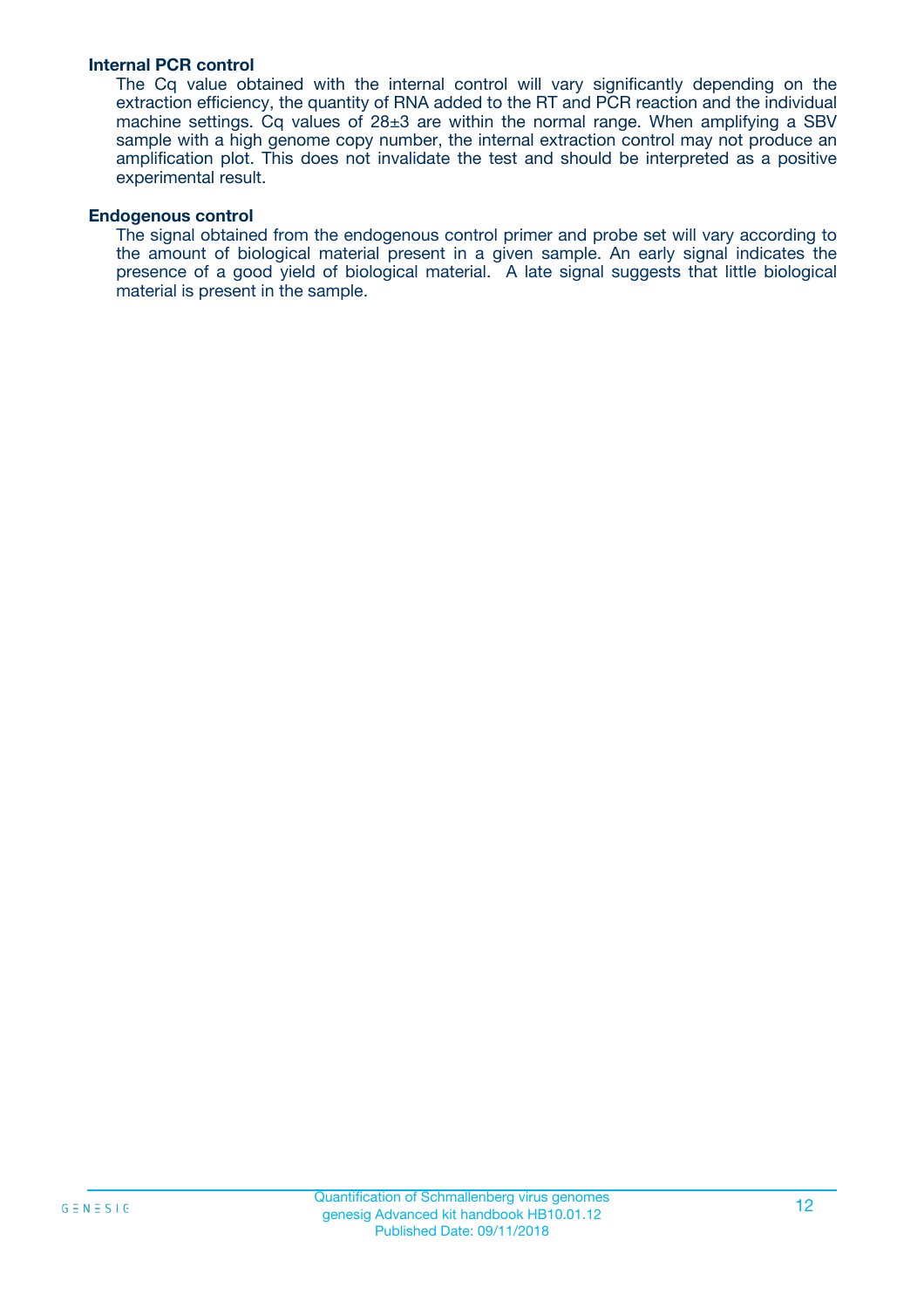### Internal PCR control

The Cq value obtained with the internal control will vary significantly depending on the extraction efficiency, the quantity of RNA added to the RT and PCR reaction and the individual machine settings. Cq values of 28±3 are within the normal range. When amplifying a SBV sample with a high genome copy number, the internal extraction control may not produce an amplification plot. This does not invalidate the test and should be interpreted as a positive experimental result.

### Endogenous control

The signal obtained from the endogenous control primer and probe set will vary according to the amount of biological material present in a given sample. An early signal indicates the presence of a good yield of biological material. A late signal suggests that little biological material is present in the sample.